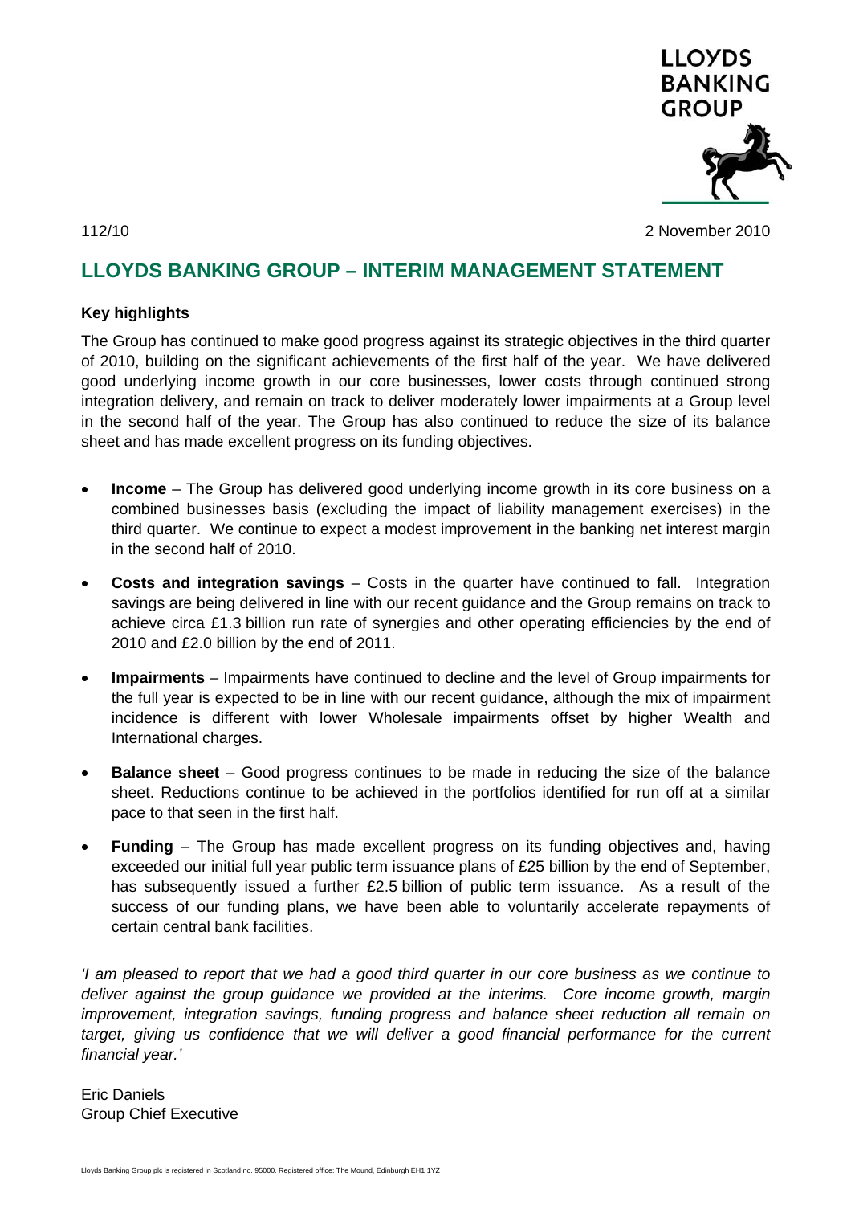LLOYDS BANKING GROUP

112/10

2 November 2010

# LLOYDS BANKING GROUP – INTERIM MANAGEMENT STATEMENT

**Key highlights**

The Group has continued to make good progress against its strategic objectives in the third quarter of 2010, building on the significant achievements of the first half of the year. We have delivered good underlying income growth in our core businesses, lower costs through continued strong integration delivery, and remain on track to deliver moderately lower impairments at a Group level in the second half of the year. The Group has also continued to reduce the size of its balance sheet and has made excellent progress on its funding objectives.

- **Income** – The Group has delivered good underlying income growth in its core business on a combined businesses basis (excluding the impact of liability management exercises) in the third quarter. We continue to expect a modest improvement in the banking net interest margin in the second half of 2010.
- **Costs and integration savings** – Costs in the quarter have continued to fall. Integration savings are being delivered in line with our recent guidance and the Group remains on track to achieve circa £1.3 billion run rate of synergies and other operating efficiencies by the end of 2010 and £2.0 billion by the end of 2011.
- **Impairments** – Impairments have continued to decline and the level of Group impairments for the full year is expected to be in line with our recent guidance, although the mix of impairment incidence is different with lower Wholesale impairments offset by higher Wealth and International charges.
- **Balance sheet** – Good progress continues to be made in reducing the size of the balance sheet. Reductions continue to be achieved in the portfolios identified for run off at a similar pace to that seen in the first half.
- **Funding** – The Group has made excellent progress on its funding objectives and, having exceeded our initial full year public term issuance plans of £25 billion by the end of September, has subsequently issued a further £2.5 billion of public term issuance. As a result of the success of our funding plans, we have been able to voluntarily accelerate repayments of certain central bank facilities.

*'I am pleased to report that we had a good third quarter in our core business as we continue to deliver against the group guidance we provided at the interims. Core income growth, margin improvement, integration savings, funding progress and balance sheet reduction all remain on target, giving us confidence that we will deliver a good financial performance for the current financial year.'*

Eric Daniels
Group Chief Executive

Lloyds Banking Group plc is registered in Scotland no. 95000. Registered office: The Mound, Edinburgh EH1 1YZ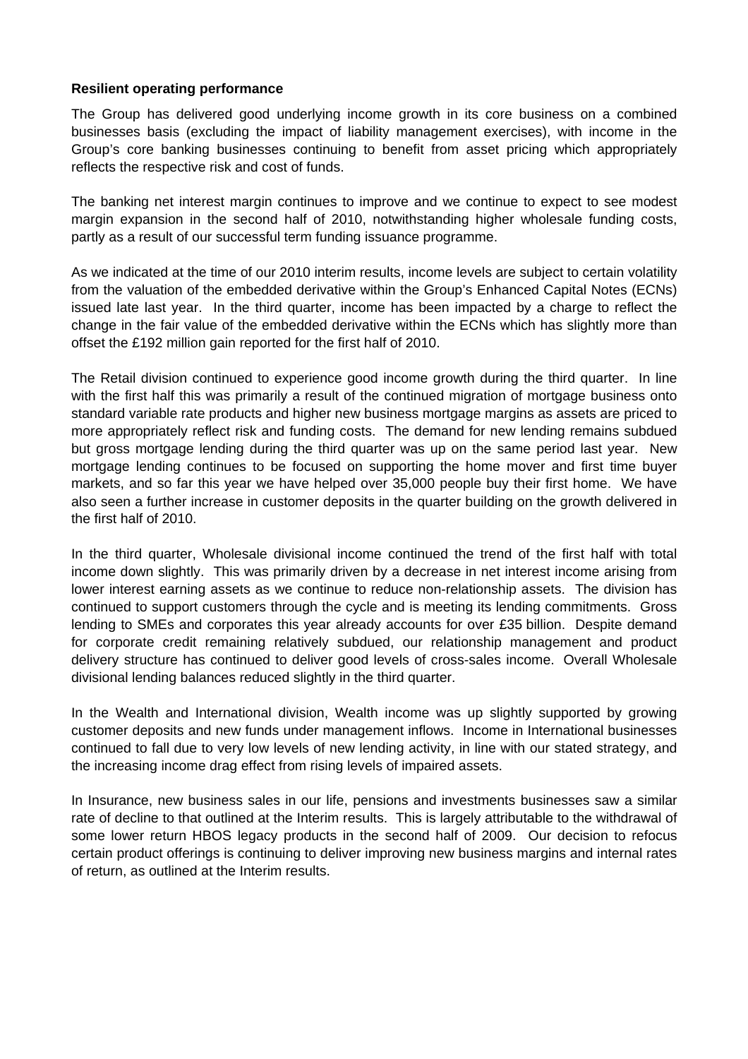**Resilient operating performance**

The Group has delivered good underlying income growth in its core business on a combined businesses basis (excluding the impact of liability management exercises), with income in the Group's core banking businesses continuing to benefit from asset pricing which appropriately reflects the respective risk and cost of funds.

The banking net interest margin continues to improve and we continue to expect to see modest margin expansion in the second half of 2010, notwithstanding higher wholesale funding costs, partly as a result of our successful term funding issuance programme.

As we indicated at the time of our 2010 interim results, income levels are subject to certain volatility from the valuation of the embedded derivative within the Group's Enhanced Capital Notes (ECNs) issued late last year. In the third quarter, income has been impacted by a charge to reflect the change in the fair value of the embedded derivative within the ECNs which has slightly more than offset the £192 million gain reported for the first half of 2010.

The Retail division continued to experience good income growth during the third quarter. In line with the first half this was primarily a result of the continued migration of mortgage business onto standard variable rate products and higher new business mortgage margins as assets are priced to more appropriately reflect risk and funding costs. The demand for new lending remains subdued but gross mortgage lending during the third quarter was up on the same period last year. New mortgage lending continues to be focused on supporting the home mover and first time buyer markets, and so far this year we have helped over 35,000 people buy their first home. We have also seen a further increase in customer deposits in the quarter building on the growth delivered in the first half of 2010.

In the third quarter, Wholesale divisional income continued the trend of the first half with total income down slightly. This was primarily driven by a decrease in net interest income arising from lower interest earning assets as we continue to reduce non-relationship assets. The division has continued to support customers through the cycle and is meeting its lending commitments. Gross lending to SMEs and corporates this year already accounts for over £35 billion. Despite demand for corporate credit remaining relatively subdued, our relationship management and product delivery structure has continued to deliver good levels of cross-sales income. Overall Wholesale divisional lending balances reduced slightly in the third quarter.

In the Wealth and International division, Wealth income was up slightly supported by growing customer deposits and new funds under management inflows. Income in International businesses continued to fall due to very low levels of new lending activity, in line with our stated strategy, and the increasing income drag effect from rising levels of impaired assets.

In Insurance, new business sales in our life, pensions and investments businesses saw a similar rate of decline to that outlined at the Interim results. This is largely attributable to the withdrawal of some lower return HBOS legacy products in the second half of 2009. Our decision to refocus certain product offerings is continuing to deliver improving new business margins and internal rates of return, as outlined at the Interim results.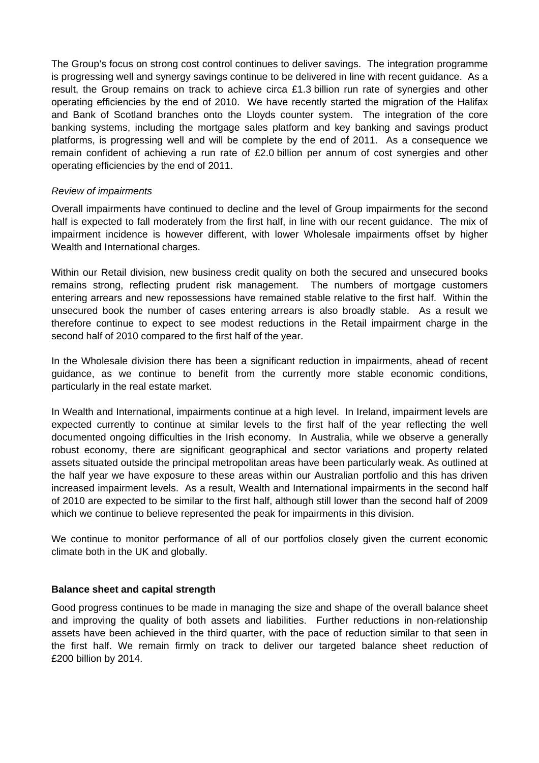The Group's focus on strong cost control continues to deliver savings. The integration programme is progressing well and synergy savings continue to be delivered in line with recent guidance. As a result, the Group remains on track to achieve circa £1.3 billion run rate of synergies and other operating efficiencies by the end of 2010. We have recently started the migration of the Halifax and Bank of Scotland branches onto the Lloyds counter system. The integration of the core banking systems, including the mortgage sales platform and key banking and savings product platforms, is progressing well and will be complete by the end of 2011. As a consequence we remain confident of achieving a run rate of £2.0 billion per annum of cost synergies and other operating efficiencies by the end of 2011.

*Review of impairments*

Overall impairments have continued to decline and the level of Group impairments for the second half is expected to fall moderately from the first half, in line with our recent guidance. The mix of impairment incidence is however different, with lower Wholesale impairments offset by higher Wealth and International charges.

Within our Retail division, new business credit quality on both the secured and unsecured books remains strong, reflecting prudent risk management. The numbers of mortgage customers entering arrears and new repossessions have remained stable relative to the first half. Within the unsecured book the number of cases entering arrears is also broadly stable. As a result we therefore continue to expect to see modest reductions in the Retail impairment charge in the second half of 2010 compared to the first half of the year.

In the Wholesale division there has been a significant reduction in impairments, ahead of recent guidance, as we continue to benefit from the currently more stable economic conditions, particularly in the real estate market.

In Wealth and International, impairments continue at a high level. In Ireland, impairment levels are expected currently to continue at similar levels to the first half of the year reflecting the well documented ongoing difficulties in the Irish economy. In Australia, while we observe a generally robust economy, there are significant geographical and sector variations and property related assets situated outside the principal metropolitan areas have been particularly weak. As outlined at the half year we have exposure to these areas within our Australian portfolio and this has driven increased impairment levels. As a result, Wealth and International impairments in the second half of 2010 are expected to be similar to the first half, although still lower than the second half of 2009 which we continue to believe represented the peak for impairments in this division.

We continue to monitor performance of all of our portfolios closely given the current economic climate both in the UK and globally.

**Balance sheet and capital strength**

Good progress continues to be made in managing the size and shape of the overall balance sheet and improving the quality of both assets and liabilities. Further reductions in non-relationship assets have been achieved in the third quarter, with the pace of reduction similar to that seen in the first half. We remain firmly on track to deliver our targeted balance sheet reduction of £200 billion by 2014.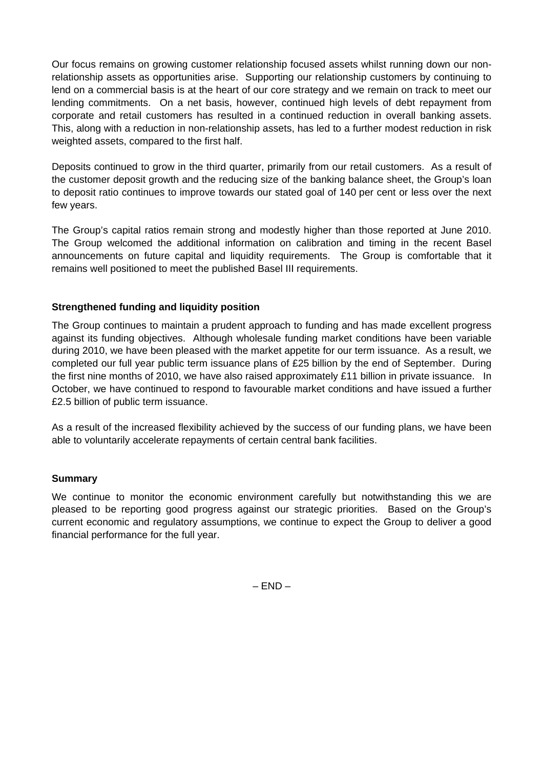Our focus remains on growing customer relationship focused assets whilst running down our non-relationship assets as opportunities arise. Supporting our relationship customers by continuing to lend on a commercial basis is at the heart of our core strategy and we remain on track to meet our lending commitments. On a net basis, however, continued high levels of debt repayment from corporate and retail customers has resulted in a continued reduction in overall banking assets. This, along with a reduction in non-relationship assets, has led to a further modest reduction in risk weighted assets, compared to the first half.

Deposits continued to grow in the third quarter, primarily from our retail customers. As a result of the customer deposit growth and the reducing size of the banking balance sheet, the Group's loan to deposit ratio continues to improve towards our stated goal of 140 per cent or less over the next few years.

The Group's capital ratios remain strong and modestly higher than those reported at June 2010. The Group welcomed the additional information on calibration and timing in the recent Basel announcements on future capital and liquidity requirements. The Group is comfortable that it remains well positioned to meet the published Basel III requirements.

**Strengthened funding and liquidity position**

The Group continues to maintain a prudent approach to funding and has made excellent progress against its funding objectives. Although wholesale funding market conditions have been variable during 2010, we have been pleased with the market appetite for our term issuance. As a result, we completed our full year public term issuance plans of £25 billion by the end of September. During the first nine months of 2010, we have also raised approximately £11 billion in private issuance. In October, we have continued to respond to favourable market conditions and have issued a further £2.5 billion of public term issuance.

As a result of the increased flexibility achieved by the success of our funding plans, we have been able to voluntarily accelerate repayments of certain central bank facilities.

**Summary**

We continue to monitor the economic environment carefully but notwithstanding this we are pleased to be reporting good progress against our strategic priorities. Based on the Group's current economic and regulatory assumptions, we continue to expect the Group to deliver a good financial performance for the full year.

– END –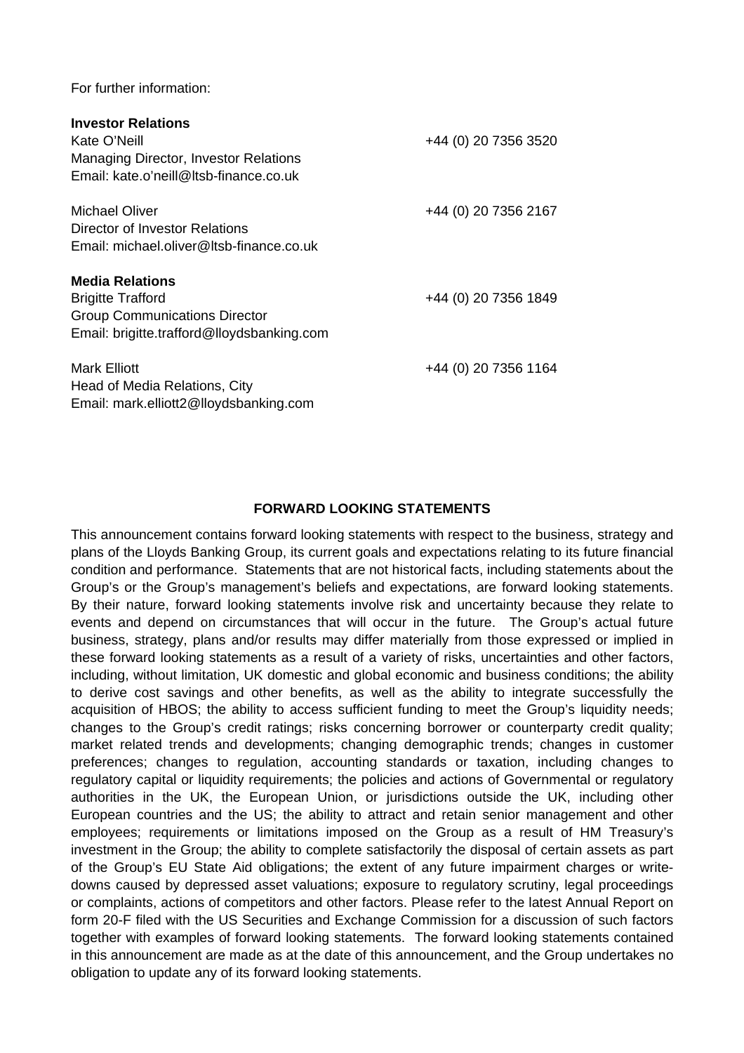For further information:

**Investor Relations**

Kate O'Neill +44 (0) 20 7356 3520
Managing Director, Investor Relations
Email: kate.o'neill@ltsb-finance.co.uk

Michael Oliver +44 (0) 20 7356 2167
Director of Investor Relations
Email: michael.oliver@ltsb-finance.co.uk

**Media Relations**

Brigitte Trafford +44 (0) 20 7356 1849
Group Communications Director
Email: brigitte.trafford@lloydsbanking.com

Mark Elliott +44 (0) 20 7356 1164
Head of Media Relations, City
Email: mark.elliott2@lloydsbanking.com

**FORWARD LOOKING STATEMENTS**

This announcement contains forward looking statements with respect to the business, strategy and plans of the Lloyds Banking Group, its current goals and expectations relating to its future financial condition and performance. Statements that are not historical facts, including statements about the Group's or the Group's management's beliefs and expectations, are forward looking statements. By their nature, forward looking statements involve risk and uncertainty because they relate to events and depend on circumstances that will occur in the future. The Group's actual future business, strategy, plans and/or results may differ materially from those expressed or implied in these forward looking statements as a result of a variety of risks, uncertainties and other factors, including, without limitation, UK domestic and global economic and business conditions; the ability to derive cost savings and other benefits, as well as the ability to integrate successfully the acquisition of HBOS; the ability to access sufficient funding to meet the Group's liquidity needs; changes to the Group's credit ratings; risks concerning borrower or counterparty credit quality; market related trends and developments; changing demographic trends; changes in customer preferences; changes to regulation, accounting standards or taxation, including changes to regulatory capital or liquidity requirements; the policies and actions of Governmental or regulatory authorities in the UK, the European Union, or jurisdictions outside the UK, including other European countries and the US; the ability to attract and retain senior management and other employees; requirements or limitations imposed on the Group as a result of HM Treasury's investment in the Group; the ability to complete satisfactorily the disposal of certain assets as part of the Group's EU State Aid obligations; the extent of any future impairment charges or write-downs caused by depressed asset valuations; exposure to regulatory scrutiny, legal proceedings or complaints, actions of competitors and other factors. Please refer to the latest Annual Report on form 20-F filed with the US Securities and Exchange Commission for a discussion of such factors together with examples of forward looking statements. The forward looking statements contained in this announcement are made as at the date of this announcement, and the Group undertakes no obligation to update any of its forward looking statements.